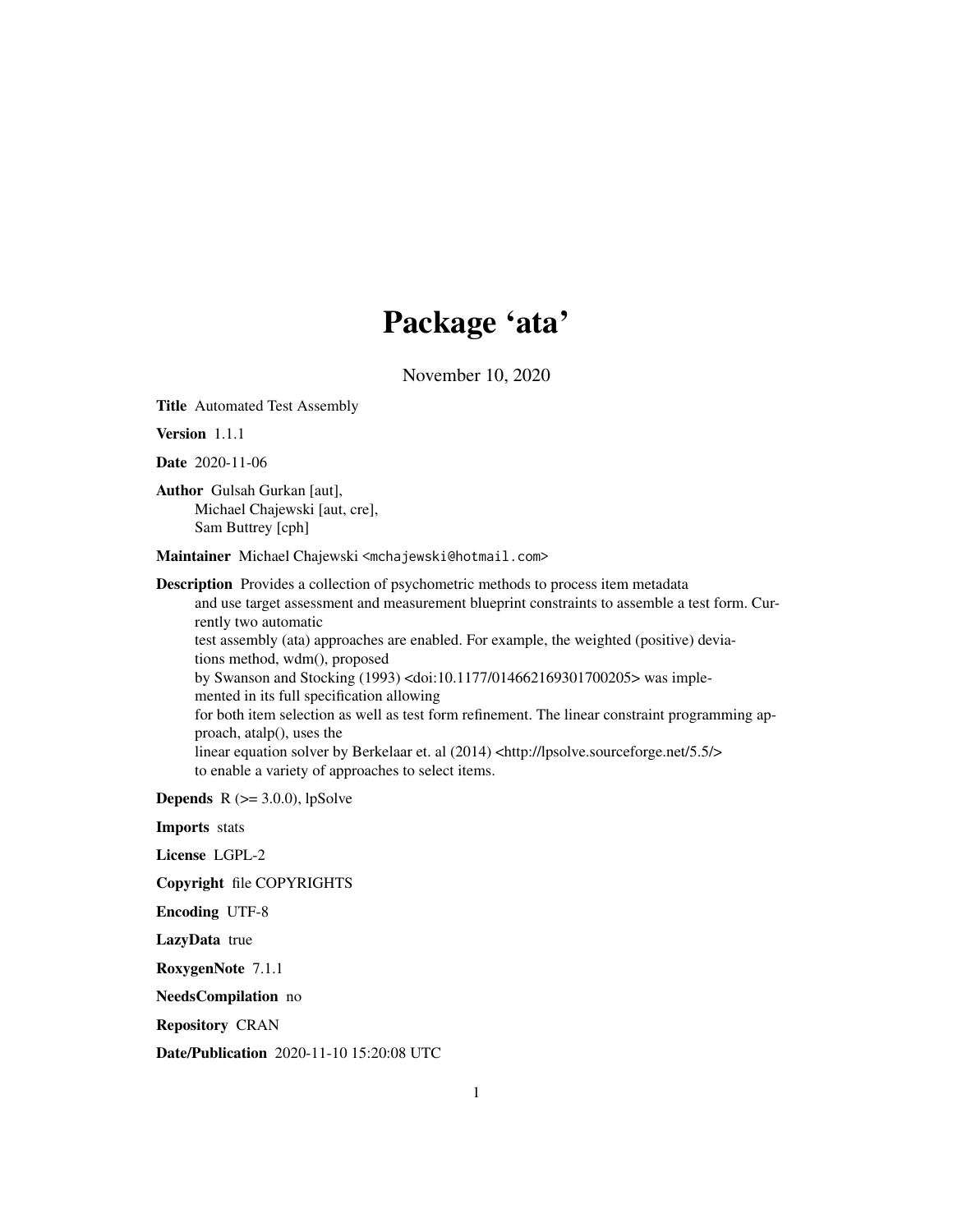# Package 'ata'

November 10, 2020

**Title** Automated Test Assembly

**Version** 1.1.1

**Date** 2020-11-06

**Author** Gulsah Gurkan [aut],
Michael Chajewski [aut, cre],
Sam Buttrey [cph]

**Maintainer** Michael Chajewski <mchajewski@hotmail.com>

**Description** Provides a collection of psychometric methods to process item metadata and use target assessment and measurement blueprint constraints to assemble a test form. Currently two automatic test assembly (ata) approaches are enabled. For example, the weighted (positive) deviations method, wdm(), proposed by Swanson and Stocking (1993) <doi:10.1177/014662169301700205> was implemented in its full specification allowing for both item selection as well as test form refinement. The linear constraint programming approach, atalp(), uses the linear equation solver by Berkelaar et. al (2014) <http://lpsolve.sourceforge.net/5.5/> to enable a variety of approaches to select items.

**Depends** R (>= 3.0.0), lpSolve

**Imports** stats

**License** LGPL-2

**Copyright** file COPYRIGHTS

**Encoding** UTF-8

**LazyData** true

**RoxygenNote** 7.1.1

**NeedsCompilation** no

**Repository** CRAN

**Date/Publication** 2020-11-10 15:20:08 UTC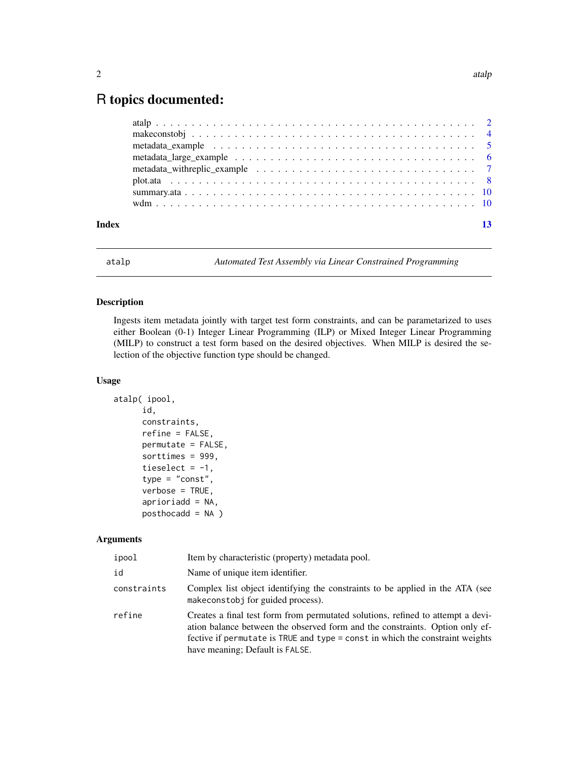# R topics documented:

| | |
|---|---|
| atalp | 2 |
| makeconstobj | 4 |
| metadata_example | 5 |
| metadata_large_example | 6 |
| metadata_withreplic_example | 7 |
| plot.ata | 8 |
| summary.ata | 10 |
| wdm | 10 |
| **Index** | **13** |

---

## atalp — *Automated Test Assembly via Linear Constrained Programming*

### Description

Ingests item metadata jointly with target test form constraints, and can be parametarized to uses either Boolean (0-1) Integer Linear Programming (ILP) or Mixed Integer Linear Programming (MILP) to construct a test form based on the desired objectives. When MILP is desired the selection of the objective function type should be changed.

### Usage

```
atalp( ipool,
      id,
      constraints,
      refine = FALSE,
      permutate = FALSE,
      sorttimes = 999,
      tieselect = -1,
      type = "const",
      verbose = TRUE,
      aprioriadd = NA,
      posthocadd = NA )
```

### Arguments

| | |
|---|---|
| `ipool` | Item by characteristic (property) metadata pool. |
| `id` | Name of unique item identifier. |
| `constraints` | Complex list object identifying the constraints to be applied in the ATA (see `makeconstobj` for guided process). |
| `refine` | Creates a final test form from permutated solutions, refined to attempt a deviation balance between the observed form and the constraints. Option only effective if `permutate` is `TRUE` and `type` = `const` in which the constraint weights have meaning; Default is `FALSE`. |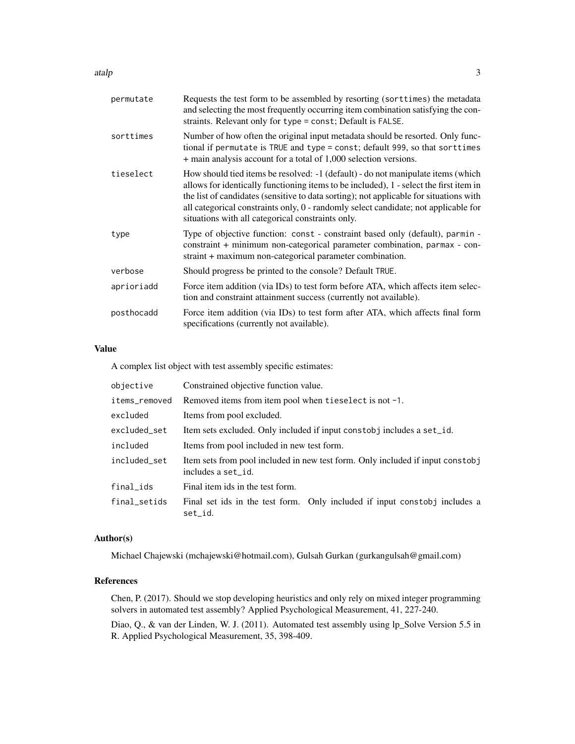| | |
|---|---|
| `permutate` | Requests the test form to be assembled by resorting (`sorttimes`) the metadata and selecting the most frequently occurring item combination satisfying the constraints. Relevant only for `type = const`; Default is `FALSE`. |
| `sorttimes` | Number of how often the original input metadata should be resorted. Only functional if `permutate` is `TRUE` and `type = const`; default `999`, so that `sorttimes` + main analysis account for a total of 1,000 selection versions. |
| `tieselect` | How should tied items be resolved: -1 (default) - do not manipulate items (which allows for identically functioning items to be included), 1 - select the first item in the list of candidates (sensitive to data sorting); not applicable for situations with all categorical constraints only, 0 - randomly select candidate; not applicable for situations with all categorical constraints only. |
| `type` | Type of objective function: `const` - constraint based only (default), `parmin` - constraint + minimum non-categorical parameter combination, `parmax` - constraint + maximum non-categorical parameter combination. |
| `verbose` | Should progress be printed to the console? Default `TRUE`. |
| `aprioriadd` | Force item addition (via IDs) to test form before ATA, which affects item selection and constraint attainment success (currently not available). |
| `posthocadd` | Force item addition (via IDs) to test form after ATA, which affects final form specifications (currently not available). |

### Value

A complex list object with test assembly specific estimates:

| | |
|---|---|
| `objective` | Constrained objective function value. |
| `items_removed` | Removed items from item pool when `tieselect` is not `-1`. |
| `excluded` | Items from pool excluded. |
| `excluded_set` | Item sets excluded. Only included if input `constobj` includes a `set_id`. |
| `included` | Items from pool included in new test form. |
| `included_set` | Item sets from pool included in new test form. Only included if input `constobj` includes a `set_id`. |
| `final_ids` | Final item ids in the test form. |
| `final_setids` | Final set ids in the test form. Only included if input `constobj` includes a `set_id`. |

### Author(s)

Michael Chajewski (mchajewski@hotmail.com), Gulsah Gurkan (gurkangulsah@gmail.com)

### References

Chen, P. (2017). Should we stop developing heuristics and only rely on mixed integer programming solvers in automated test assembly? Applied Psychological Measurement, 41, 227-240.

Diao, Q., & van der Linden, W. J. (2011). Automated test assembly using lp_Solve Version 5.5 in R. Applied Psychological Measurement, 35, 398-409.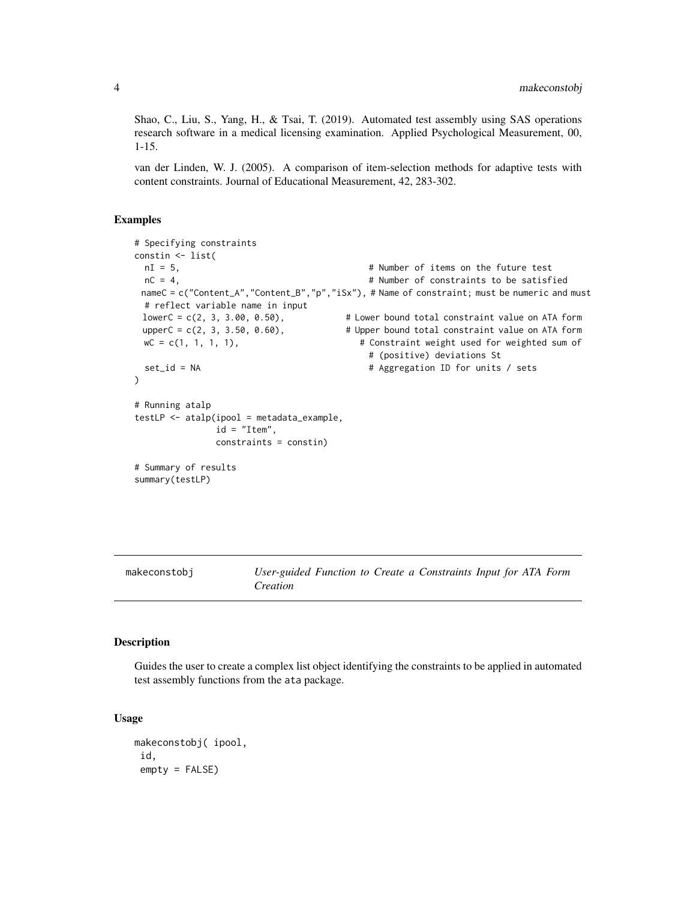Shao, C., Liu, S., Yang, H., & Tsai, T. (2019). Automated test assembly using SAS operations research software in a medical licensing examination. Applied Psychological Measurement, 00, 1-15.

van der Linden, W. J. (2005). A comparison of item-selection methods for adaptive tests with content constraints. Journal of Educational Measurement, 42, 283-302.

## Examples

```
# Specifying constraints
constin <- list(
  nI = 5,                                      # Number of items on the future test
  nC = 4,                                      # Number of constraints to be satisfied
 nameC = c("Content_A","Content_B","p","iSx"), # Name of constraint; must be numeric and must
  # reflect variable name in input
 lowerC = c(2, 3, 3.00, 0.50),            # Lower bound total constraint value on ATA form
 upperC = c(2, 3, 3.50, 0.60),            # Upper bound total constraint value on ATA form
 wC = c(1, 1, 1, 1),                         # Constraint weight used for weighted sum of
                                               # (positive) deviations St
  set_id = NA                                  # Aggregation ID for units / sets
)

# Running atalp
testLP <- atalp(ipool = metadata_example,
                id = "Item",
                constraints = constin)

# Summary of results
summary(testLP)
```

---

## makeconstobj *User-guided Function to Create a Constraints Input for ATA Form Creation*

### Description

Guides the user to create a complex list object identifying the constraints to be applied in automated test assembly functions from the `ata` package.

### Usage

```
makeconstobj( ipool,
 id,
 empty = FALSE)
```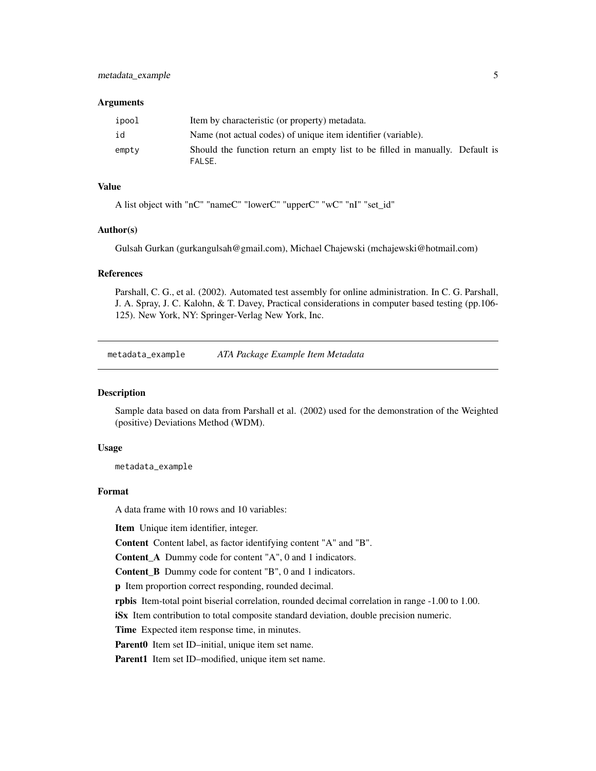### Arguments

| | |
|---|---|
| ipool | Item by characteristic (or property) metadata. |
| id | Name (not actual codes) of unique item identifier (variable). |
| empty | Should the function return an empty list to be filled in manually. Default is FALSE. |

### Value

A list object with "nC" "nameC" "lowerC" "upperC" "wC" "nI" "set_id"

### Author(s)

Gulsah Gurkan (gurkangulsah@gmail.com), Michael Chajewski (mchajewski@hotmail.com)

### References

Parshall, C. G., et al. (2002). Automated test assembly for online administration. In C. G. Parshall, J. A. Spray, J. C. Kalohn, & T. Davey, Practical considerations in computer based testing (pp.106-125). New York, NY: Springer-Verlag New York, Inc.

---

## metadata_example *ATA Package Example Item Metadata*

### Description

Sample data based on data from Parshall et al. (2002) used for the demonstration of the Weighted (positive) Deviations Method (WDM).

### Usage

```
metadata_example
```

### Format

A data frame with 10 rows and 10 variables:

**Item** Unique item identifier, integer.

**Content** Content label, as factor identifying content "A" and "B".

**Content_A** Dummy code for content "A", 0 and 1 indicators.

**Content_B** Dummy code for content "B", 0 and 1 indicators.

**p** Item proportion correct responding, rounded decimal.

**rpbis** Item-total point biserial correlation, rounded decimal correlation in range -1.00 to 1.00.

**iSx** Item contribution to total composite standard deviation, double precision numeric.

**Time** Expected item response time, in minutes.

**Parent0** Item set ID–initial, unique item set name.

**Parent1** Item set ID–modified, unique item set name.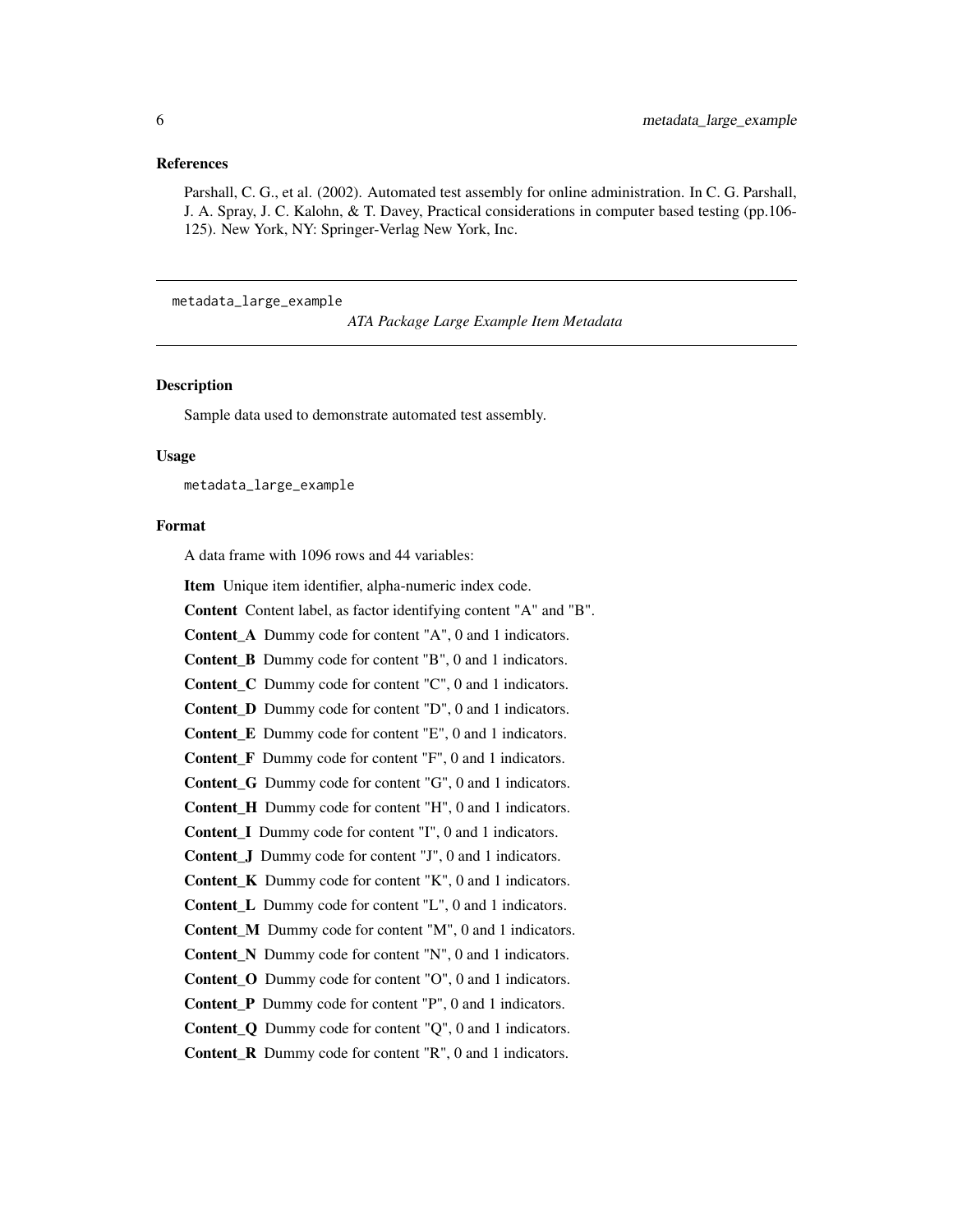## References

Parshall, C. G., et al. (2002). Automated test assembly for online administration. In C. G. Parshall, J. A. Spray, J. C. Kalohn, & T. Davey, Practical considerations in computer based testing (pp.106-125). New York, NY: Springer-Verlag New York, Inc.

---

`metadata_large_example` *ATA Package Large Example Item Metadata*

---

### Description

Sample data used to demonstrate automated test assembly.

### Usage

```
metadata_large_example
```

### Format

A data frame with 1096 rows and 44 variables:

**Item** Unique item identifier, alpha-numeric index code.

**Content** Content label, as factor identifying content "A" and "B".

**Content_A** Dummy code for content "A", 0 and 1 indicators.

**Content_B** Dummy code for content "B", 0 and 1 indicators.

**Content_C** Dummy code for content "C", 0 and 1 indicators.

**Content_D** Dummy code for content "D", 0 and 1 indicators.

**Content_E** Dummy code for content "E", 0 and 1 indicators.

**Content_F** Dummy code for content "F", 0 and 1 indicators.

**Content_G** Dummy code for content "G", 0 and 1 indicators.

**Content_H** Dummy code for content "H", 0 and 1 indicators.

**Content_I** Dummy code for content "I", 0 and 1 indicators.

**Content_J** Dummy code for content "J", 0 and 1 indicators.

**Content_K** Dummy code for content "K", 0 and 1 indicators.

**Content_L** Dummy code for content "L", 0 and 1 indicators.

**Content_M** Dummy code for content "M", 0 and 1 indicators.

**Content_N** Dummy code for content "N", 0 and 1 indicators.

**Content_O** Dummy code for content "O", 0 and 1 indicators.

**Content_P** Dummy code for content "P", 0 and 1 indicators.

**Content_Q** Dummy code for content "Q", 0 and 1 indicators.

**Content_R** Dummy code for content "R", 0 and 1 indicators.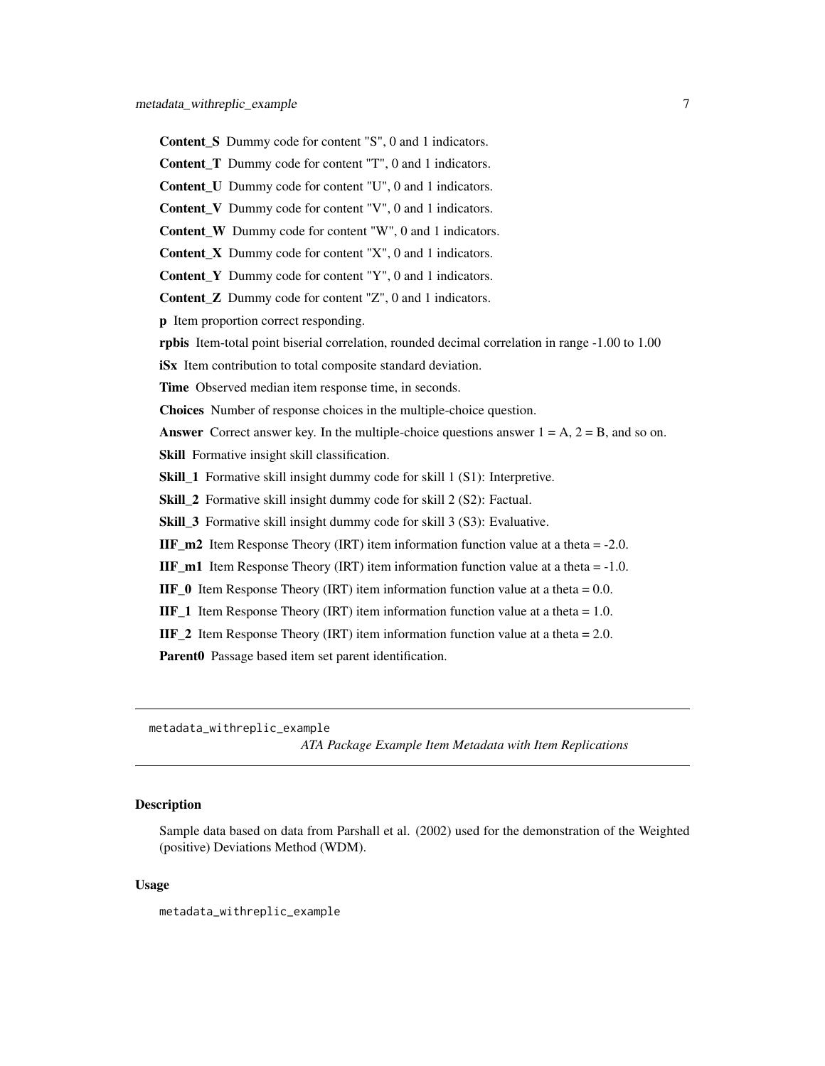**Content_S** Dummy code for content "S", 0 and 1 indicators.

**Content_T** Dummy code for content "T", 0 and 1 indicators.

**Content_U** Dummy code for content "U", 0 and 1 indicators.

**Content_V** Dummy code for content "V", 0 and 1 indicators.

**Content_W** Dummy code for content "W", 0 and 1 indicators.

**Content_X** Dummy code for content "X", 0 and 1 indicators.

**Content_Y** Dummy code for content "Y", 0 and 1 indicators.

**Content_Z** Dummy code for content "Z", 0 and 1 indicators.

**p** Item proportion correct responding.

**rpbis** Item-total point biserial correlation, rounded decimal correlation in range -1.00 to 1.00

**iSx** Item contribution to total composite standard deviation.

**Time** Observed median item response time, in seconds.

**Choices** Number of response choices in the multiple-choice question.

**Answer** Correct answer key. In the multiple-choice questions answer 1 = A, 2 = B, and so on.

**Skill** Formative insight skill classification.

**Skill_1** Formative skill insight dummy code for skill 1 (S1): Interpretive.

**Skill_2** Formative skill insight dummy code for skill 2 (S2): Factual.

**Skill_3** Formative skill insight dummy code for skill 3 (S3): Evaluative.

**IIF_m2** Item Response Theory (IRT) item information function value at a theta = -2.0.

**IIF_m1** Item Response Theory (IRT) item information function value at a theta = -1.0.

**IIF_0** Item Response Theory (IRT) item information function value at a theta = 0.0.

**IIF_1** Item Response Theory (IRT) item information function value at a theta = 1.0.

**IIF_2** Item Response Theory (IRT) item information function value at a theta = 2.0.

**Parent0** Passage based item set parent identification.

---

`metadata_withreplic_example` *ATA Package Example Item Metadata with Item Replications*

---

### Description

Sample data based on data from Parshall et al. (2002) used for the demonstration of the Weighted (positive) Deviations Method (WDM).

### Usage

```
metadata_withreplic_example
```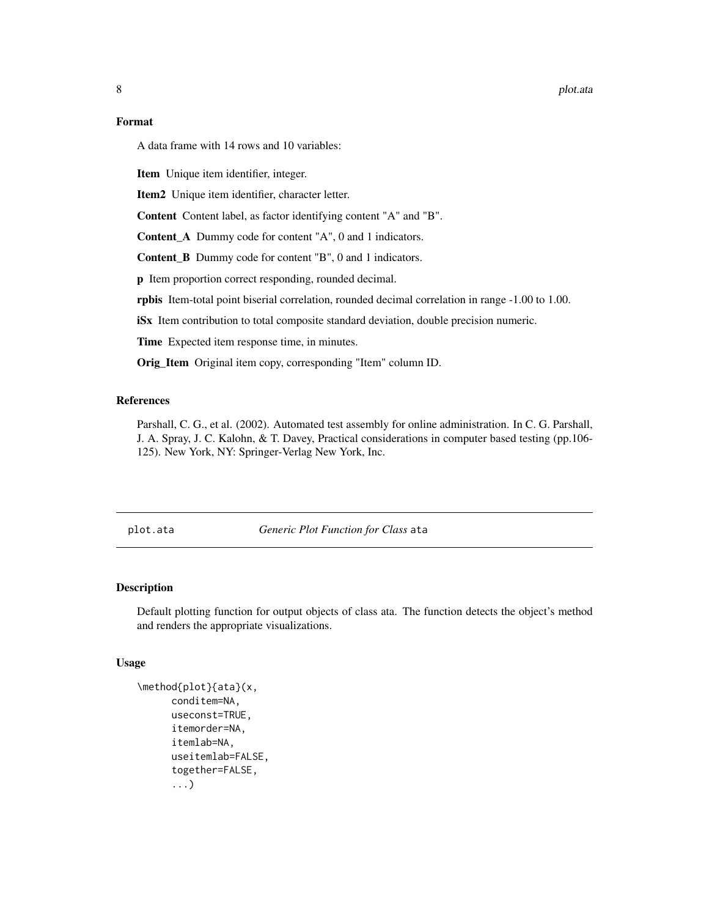### Format

A data frame with 14 rows and 10 variables:

**Item** Unique item identifier, integer.

**Item2** Unique item identifier, character letter.

**Content** Content label, as factor identifying content "A" and "B".

**Content_A** Dummy code for content "A", 0 and 1 indicators.

**Content_B** Dummy code for content "B", 0 and 1 indicators.

**p** Item proportion correct responding, rounded decimal.

**rpbis** Item-total point biserial correlation, rounded decimal correlation in range -1.00 to 1.00.

**iSx** Item contribution to total composite standard deviation, double precision numeric.

**Time** Expected item response time, in minutes.

**Orig_Item** Original item copy, corresponding "Item" column ID.

### References

Parshall, C. G., et al. (2002). Automated test assembly for online administration. In C. G. Parshall, J. A. Spray, J. C. Kalohn, & T. Davey, Practical considerations in computer based testing (pp.106-125). New York, NY: Springer-Verlag New York, Inc.

---

## plot.ata *Generic Plot Function for Class* ata

### Description

Default plotting function for output objects of class ata. The function detects the object's method and renders the appropriate visualizations.

### Usage

```
\method{plot}{ata}(x,
      conditem=NA,
      useconst=TRUE,
      itemorder=NA,
      itemlab=NA,
      useitemlab=FALSE,
      together=FALSE,
      ...)
```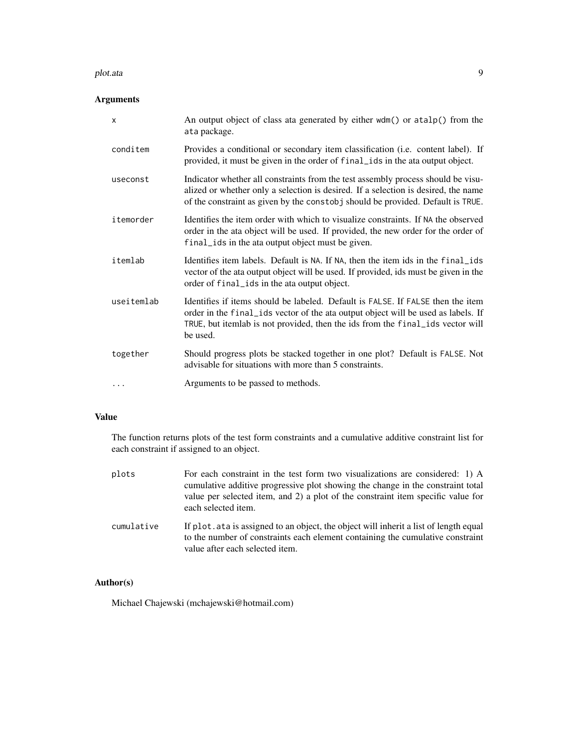## Arguments

| | |
|---|---|
| `x` | An output object of class ata generated by either `wdm()` or `atalp()` from the `ata` package. |
| `conditem` | Provides a conditional or secondary item classification (i.e. content label). If provided, it must be given in the order of `final_ids` in the ata output object. |
| `useconst` | Indicator whether all constraints from the test assembly process should be visualized or whether only a selection is desired. If a selection is desired, the name of the constraint as given by the `constobj` should be provided. Default is `TRUE`. |
| `itemorder` | Identifies the item order with which to visualize constraints. If `NA` the observed order in the ata object will be used. If provided, the new order for the order of `final_ids` in the ata output object must be given. |
| `itemlab` | Identifies item labels. Default is `NA`. If `NA`, then the item ids in the `final_ids` vector of the ata output object will be used. If provided, ids must be given in the order of `final_ids` in the ata output object. |
| `useitemlab` | Identifies if items should be labeled. Default is `FALSE`. If `FALSE` then the item order in the `final_ids` vector of the ata output object will be used as labels. If `TRUE`, but itemlab is not provided, then the ids from the `final_ids` vector will be used. |
| `together` | Should progress plots be stacked together in one plot? Default is `FALSE`. Not advisable for situations with more than 5 constraints. |
| `...` | Arguments to be passed to methods. |

## Value

The function returns plots of the test form constraints and a cumulative additive constraint list for each constraint if assigned to an object.

| | |
|---|---|
| `plots` | For each constraint in the test form two visualizations are considered: 1) A cumulative additive progressive plot showing the change in the constraint total value per selected item, and 2) a plot of the constraint item specific value for each selected item. |
| `cumulative` | If `plot.ata` is assigned to an object, the object will inherit a list of length equal to the number of constraints each element containing the cumulative constraint value after each selected item. |

## Author(s)

Michael Chajewski (mchajewski@hotmail.com)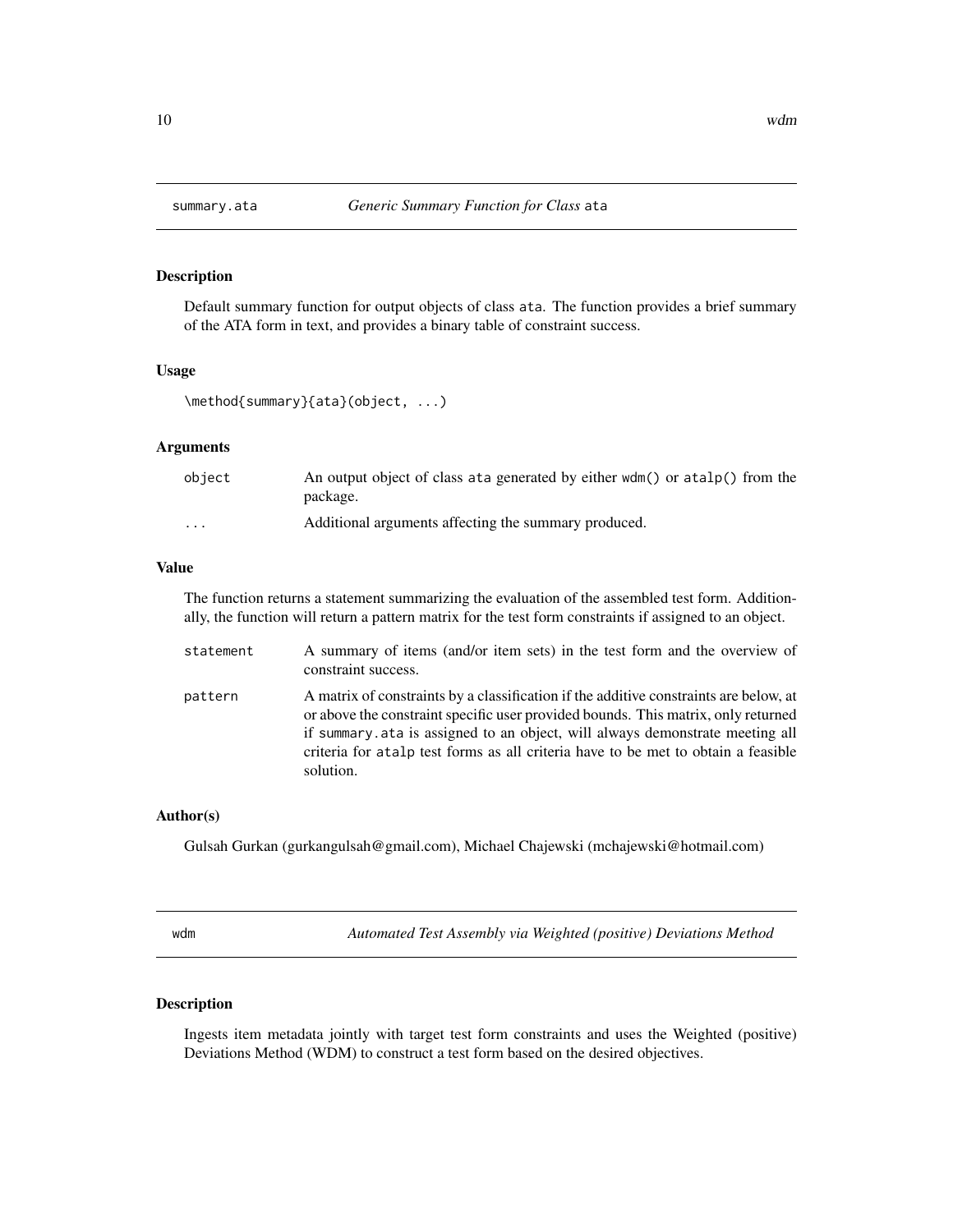## summary.ata — *Generic Summary Function for Class* `ata`

### Description

Default summary function for output objects of class `ata`. The function provides a brief summary of the ATA form in text, and provides a binary table of constraint success.

### Usage

```
\method{summary}{ata}(object, ...)
```

### Arguments

| | |
|---|---|
| `object` | An output object of class `ata` generated by either `wdm()` or `atalp()` from the package. |
| `...` | Additional arguments affecting the summary produced. |

### Value

The function returns a statement summarizing the evaluation of the assembled test form. Additionally, the function will return a pattern matrix for the test form constraints if assigned to an object.

| | |
|---|---|
| `statement` | A summary of items (and/or item sets) in the test form and the overview of constraint success. |
| `pattern` | A matrix of constraints by a classification if the additive constraints are below, at or above the constraint specific user provided bounds. This matrix, only returned if `summary.ata` is assigned to an object, will always demonstrate meeting all criteria for `atalp` test forms as all criteria have to be met to obtain a feasible solution. |

### Author(s)

Gulsah Gurkan (gurkangulsah@gmail.com), Michael Chajewski (mchajewski@hotmail.com)

## wdm — *Automated Test Assembly via Weighted (positive) Deviations Method*

### Description

Ingests item metadata jointly with target test form constraints and uses the Weighted (positive) Deviations Method (WDM) to construct a test form based on the desired objectives.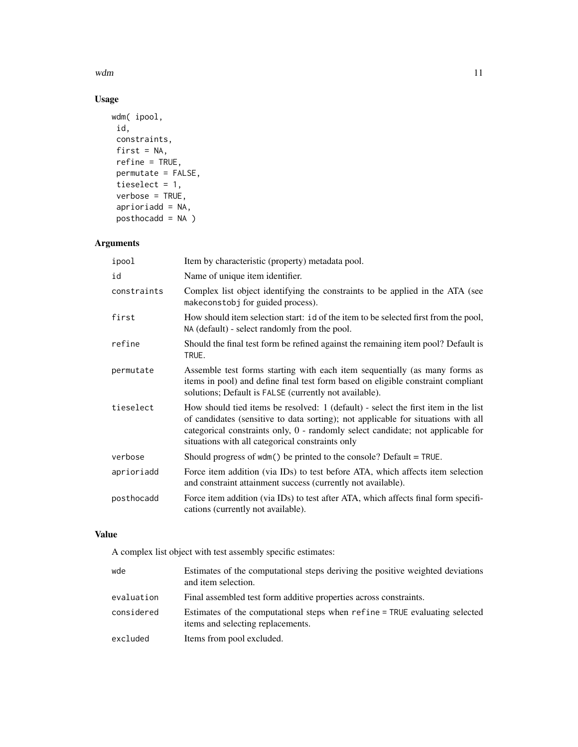## Usage

```
wdm( ipool,
 id,
 constraints,
 first = NA,
 refine = TRUE,
 permutate = FALSE,
 tieselect = 1,
 verbose = TRUE,
 aprioriadd = NA,
 posthocadd = NA )
```

## Arguments

| | |
|---|---|
| `ipool` | Item by characteristic (property) metadata pool. |
| `id` | Name of unique item identifier. |
| `constraints` | Complex list object identifying the constraints to be applied in the ATA (see `makeconstobj` for guided process). |
| `first` | How should item selection start: `id` of the item to be selected first from the pool, `NA` (default) - select randomly from the pool. |
| `refine` | Should the final test form be refined against the remaining item pool? Default is `TRUE`. |
| `permutate` | Assemble test forms starting with each item sequentially (as many forms as items in pool) and define final test form based on eligible constraint compliant solutions; Default is `FALSE` (currently not available). |
| `tieselect` | How should tied items be resolved: 1 (default) - select the first item in the list of candidates (sensitive to data sorting); not applicable for situations with all categorical constraints only, 0 - randomly select candidate; not applicable for situations with all categorical constraints only |
| `verbose` | Should progress of `wdm()` be printed to the console? Default = `TRUE`. |
| `aprioriadd` | Force item addition (via IDs) to test before ATA, which affects item selection and constraint attainment success (currently not available). |
| `posthocadd` | Force item addition (via IDs) to test after ATA, which affects final form specifications (currently not available). |

## Value

A complex list object with test assembly specific estimates:

| | |
|---|---|
| `wde` | Estimates of the computational steps deriving the positive weighted deviations and item selection. |
| `evaluation` | Final assembled test form additive properties across constraints. |
| `considered` | Estimates of the computational steps when `refine = TRUE` evaluating selected items and selecting replacements. |
| `excluded` | Items from pool excluded. |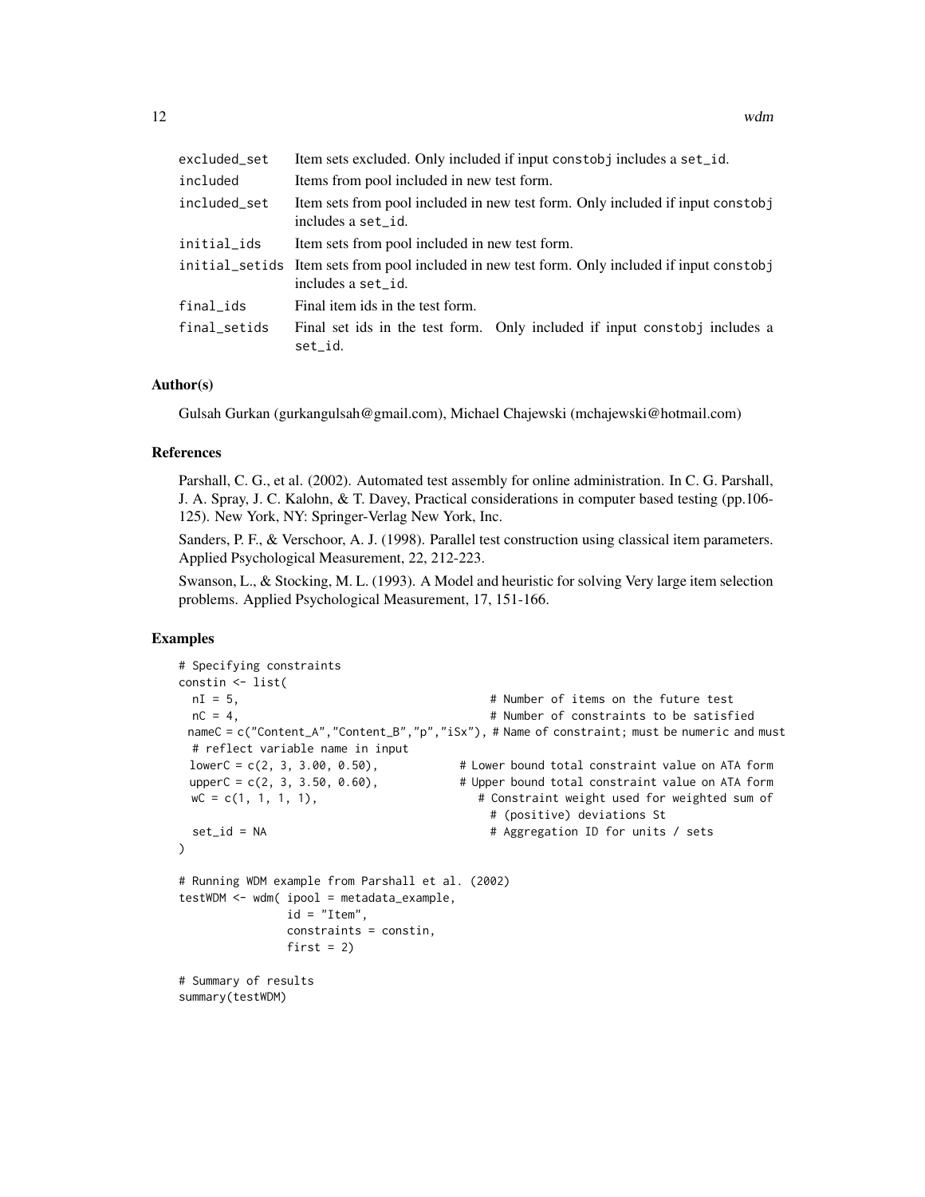| | |
|---|---|
| excluded_set | Item sets excluded. Only included if input constobj includes a set_id. |
| included | Items from pool included in new test form. |
| included_set | Item sets from pool included in new test form. Only included if input constobj includes a set_id. |
| initial_ids | Item sets from pool included in new test form. |
| initial_setids | Item sets from pool included in new test form. Only included if input constobj includes a set_id. |
| final_ids | Final item ids in the test form. |
| final_setids | Final set ids in the test form. Only included if input constobj includes a set_id. |

## Author(s)

Gulsah Gurkan (gurkangulsah@gmail.com), Michael Chajewski (mchajewski@hotmail.com)

## References

Parshall, C. G., et al. (2002). Automated test assembly for online administration. In C. G. Parshall, J. A. Spray, J. C. Kalohn, & T. Davey, Practical considerations in computer based testing (pp.106-125). New York, NY: Springer-Verlag New York, Inc.

Sanders, P. F., & Verschoor, A. J. (1998). Parallel test construction using classical item parameters. Applied Psychological Measurement, 22, 212-223.

Swanson, L., & Stocking, M. L. (1993). A Model and heuristic for solving Very large item selection problems. Applied Psychological Measurement, 17, 151-166.

## Examples

```
# Specifying constraints
constin <- list(
  nI = 5,                                   # Number of items on the future test
  nC = 4,                                   # Number of constraints to be satisfied
 nameC = c("Content_A","Content_B","p","iSx"), # Name of constraint; must be numeric and must
  # reflect variable name in input
 lowerC = c(2, 3, 3.00, 0.50),            # Lower bound total constraint value on ATA form
 upperC = c(2, 3, 3.50, 0.60),            # Upper bound total constraint value on ATA form
 wC = c(1, 1, 1, 1),                         # Constraint weight used for weighted sum of
                                             # (positive) deviations St
  set_id = NA                                # Aggregation ID for units / sets
)

# Running WDM example from Parshall et al. (2002)
testWDM <- wdm( ipool = metadata_example,
                id = "Item",
                constraints = constin,
                first = 2)

# Summary of results
summary(testWDM)
```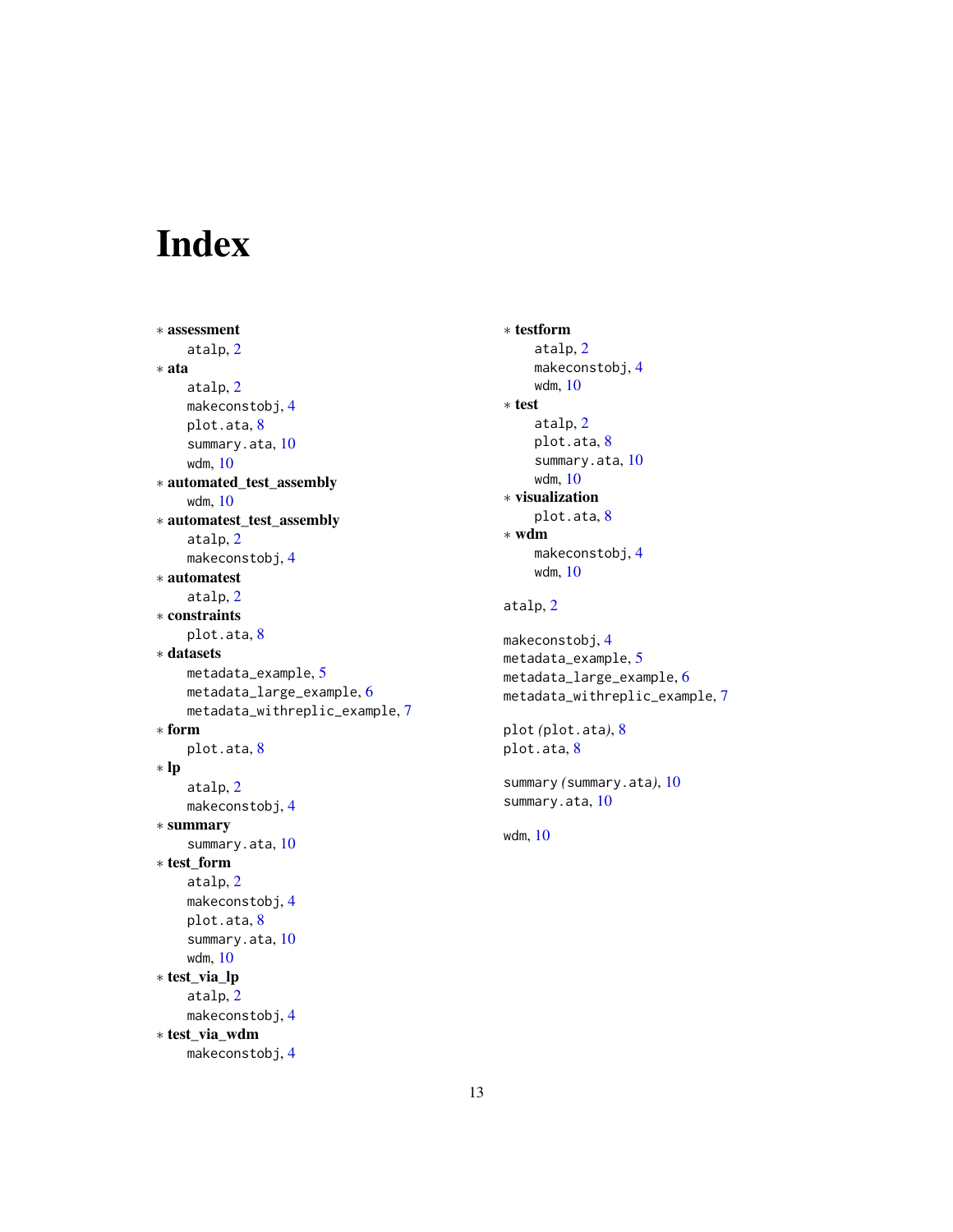# Index

∗ **assessment**
  atalp, 2

∗ **ata**
  atalp, 2
  makeconstobj, 4
  plot.ata, 8
  summary.ata, 10
  wdm, 10

∗ **automated_test_assembly**
  wdm, 10

∗ **automatest_test_assembly**
  atalp, 2
  makeconstobj, 4

∗ **automatest**
  atalp, 2

∗ **constraints**
  plot.ata, 8

∗ **datasets**
  metadata_example, 5
  metadata_large_example, 6
  metadata_withreplic_example, 7

∗ **form**
  plot.ata, 8

∗ **lp**
  atalp, 2
  makeconstobj, 4

∗ **summary**
  summary.ata, 10

∗ **test_form**
  atalp, 2
  makeconstobj, 4
  plot.ata, 8
  summary.ata, 10
  wdm, 10

∗ **test_via_lp**
  atalp, 2
  makeconstobj, 4

∗ **test_via_wdm**
  makeconstobj, 4

∗ **testform**
  atalp, 2
  makeconstobj, 4
  wdm, 10

∗ **test**
  atalp, 2
  plot.ata, 8
  summary.ata, 10
  wdm, 10

∗ **visualization**
  plot.ata, 8

∗ **wdm**
  makeconstobj, 4
  wdm, 10

atalp, 2

makeconstobj, 4
metadata_example, 5
metadata_large_example, 6
metadata_withreplic_example, 7

plot *(*plot.ata*)*, 8
plot.ata, 8

summary *(*summary.ata*)*, 10
summary.ata, 10

wdm, 10